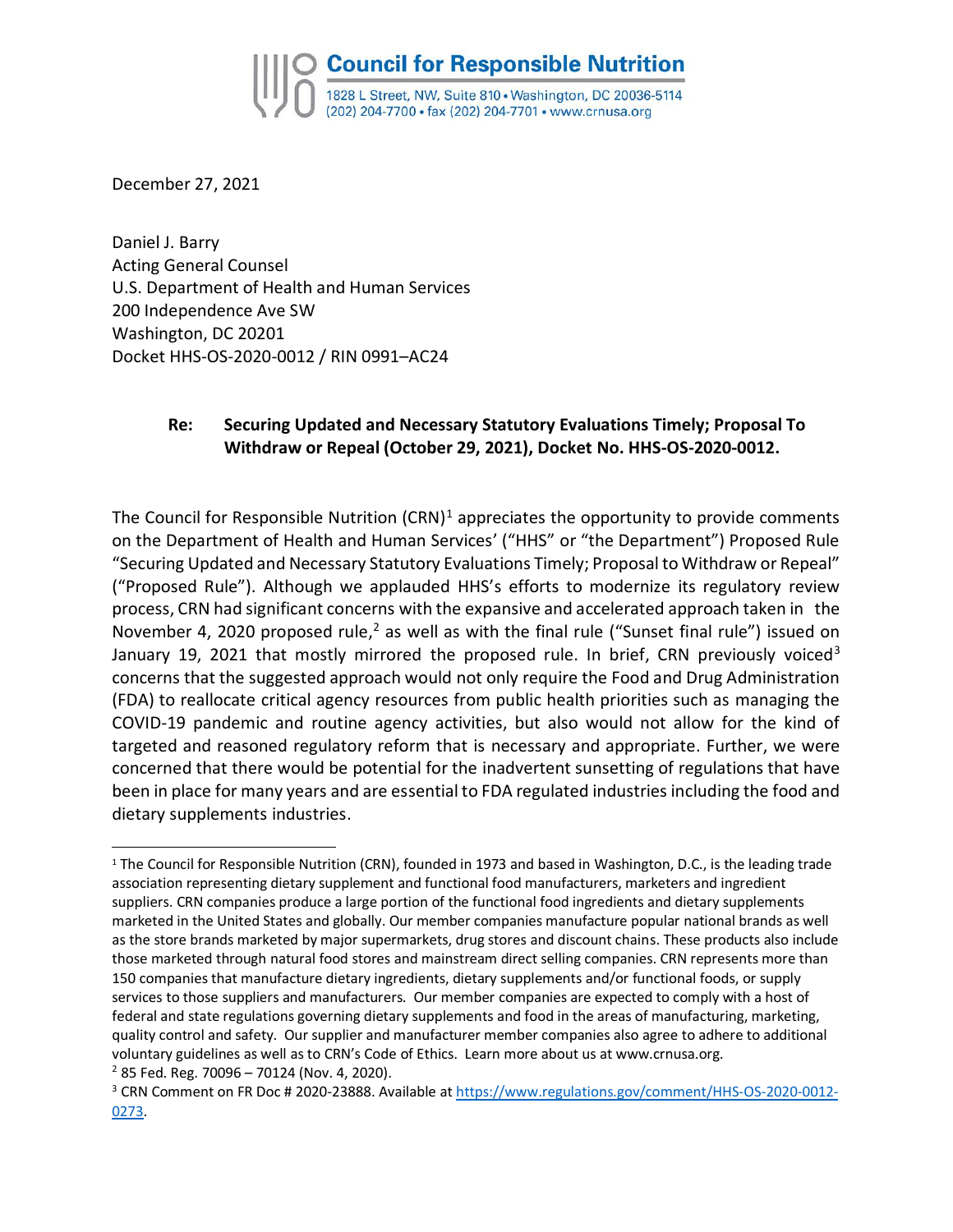**Council for Responsible Nutrition**
1828 L Street, NW, Suite 810 • Washington, DC 20036-5114
(202) 204-7700 • fax (202) 204-7701 • www.crnusa.org

December 27, 2021

Daniel J. Barry
Acting General Counsel
U.S. Department of Health and Human Services
200 Independence Ave SW
Washington, DC 20201
Docket HHS-OS-2020-0012 / RIN 0991–AC24

**Re: Securing Updated and Necessary Statutory Evaluations Timely; Proposal To Withdraw or Repeal (October 29, 2021), Docket No. HHS-OS-2020-0012.**

The Council for Responsible Nutrition (CRN)[1] appreciates the opportunity to provide comments on the Department of Health and Human Services' ("HHS" or "the Department") Proposed Rule "Securing Updated and Necessary Statutory Evaluations Timely; Proposal to Withdraw or Repeal" ("Proposed Rule"). Although we applauded HHS's efforts to modernize its regulatory review process, CRN had significant concerns with the expansive and accelerated approach taken in the November 4, 2020 proposed rule,[2] as well as with the final rule ("Sunset final rule") issued on January 19, 2021 that mostly mirrored the proposed rule. In brief, CRN previously voiced[3] concerns that the suggested approach would not only require the Food and Drug Administration (FDA) to reallocate critical agency resources from public health priorities such as managing the COVID-19 pandemic and routine agency activities, but also would not allow for the kind of targeted and reasoned regulatory reform that is necessary and appropriate. Further, we were concerned that there would be potential for the inadvertent sunsetting of regulations that have been in place for many years and are essential to FDA regulated industries including the food and dietary supplements industries.

---

[1] The Council for Responsible Nutrition (CRN), founded in 1973 and based in Washington, D.C., is the leading trade association representing dietary supplement and functional food manufacturers, marketers and ingredient suppliers. CRN companies produce a large portion of the functional food ingredients and dietary supplements marketed in the United States and globally. Our member companies manufacture popular national brands as well as the store brands marketed by major supermarkets, drug stores and discount chains. These products also include those marketed through natural food stores and mainstream direct selling companies. CRN represents more than 150 companies that manufacture dietary ingredients, dietary supplements and/or functional foods, or supply services to those suppliers and manufacturers. Our member companies are expected to comply with a host of federal and state regulations governing dietary supplements and food in the areas of manufacturing, marketing, quality control and safety. Our supplier and manufacturer member companies also agree to adhere to additional voluntary guidelines as well as to CRN's Code of Ethics. Learn more about us at www.crnusa.org.

[2] 85 Fed. Reg. 70096 – 70124 (Nov. 4, 2020).

[3] CRN Comment on FR Doc # 2020-23888. Available at https://www.regulations.gov/comment/HHS-OS-2020-0012-0273.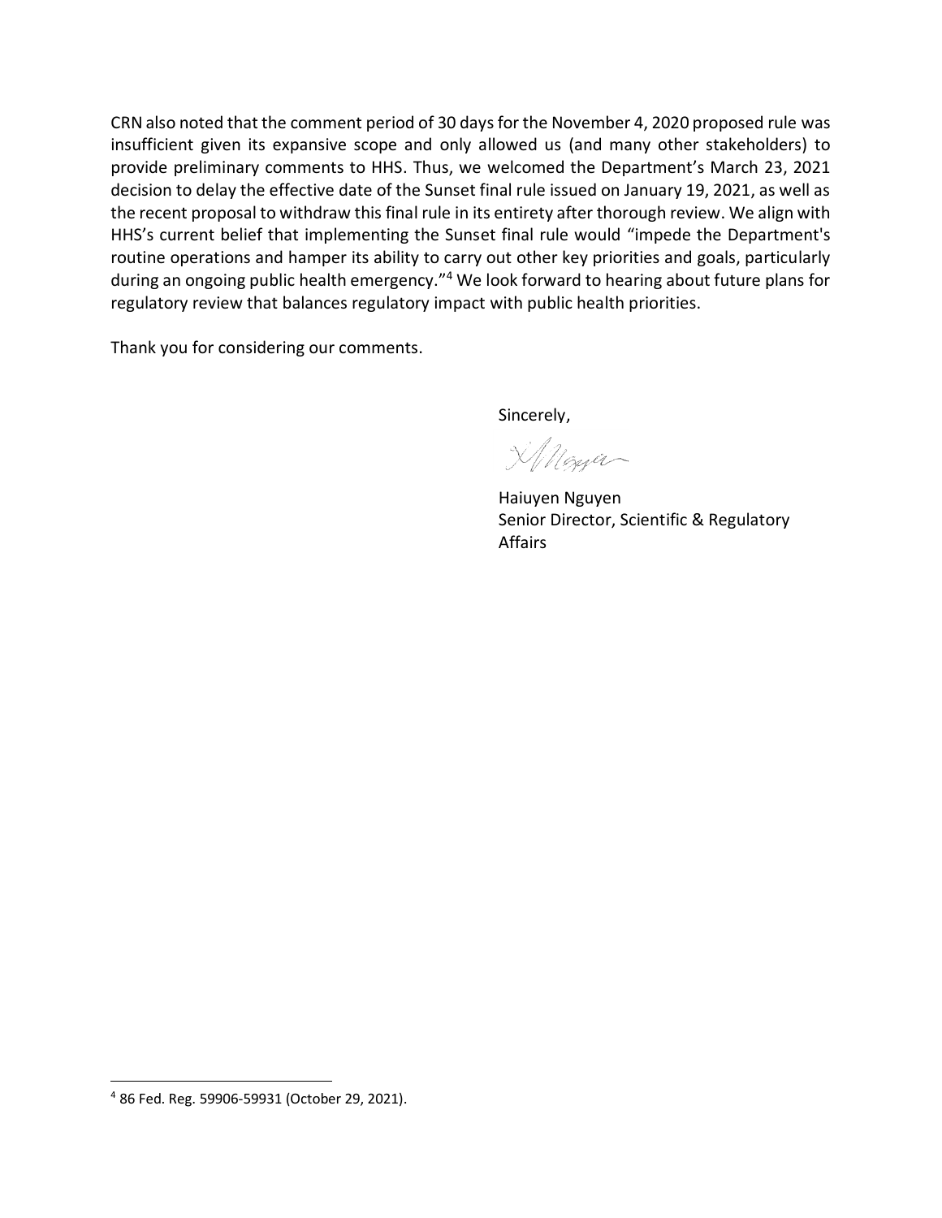CRN also noted that the comment period of 30 days for the November 4, 2020 proposed rule was insufficient given its expansive scope and only allowed us (and many other stakeholders) to provide preliminary comments to HHS. Thus, we welcomed the Department's March 23, 2021 decision to delay the effective date of the Sunset final rule issued on January 19, 2021, as well as the recent proposal to withdraw this final rule in its entirety after thorough review. We align with HHS's current belief that implementing the Sunset final rule would "impede the Department's routine operations and hamper its ability to carry out other key priorities and goals, particularly during an ongoing public health emergency."[4] We look forward to hearing about future plans for regulatory review that balances regulatory impact with public health priorities.

Thank you for considering our comments.

Sincerely,

Haiuyen Nguyen
Senior Director, Scientific & Regulatory Affairs

---

[4] 86 Fed. Reg. 59906-59931 (October 29, 2021).